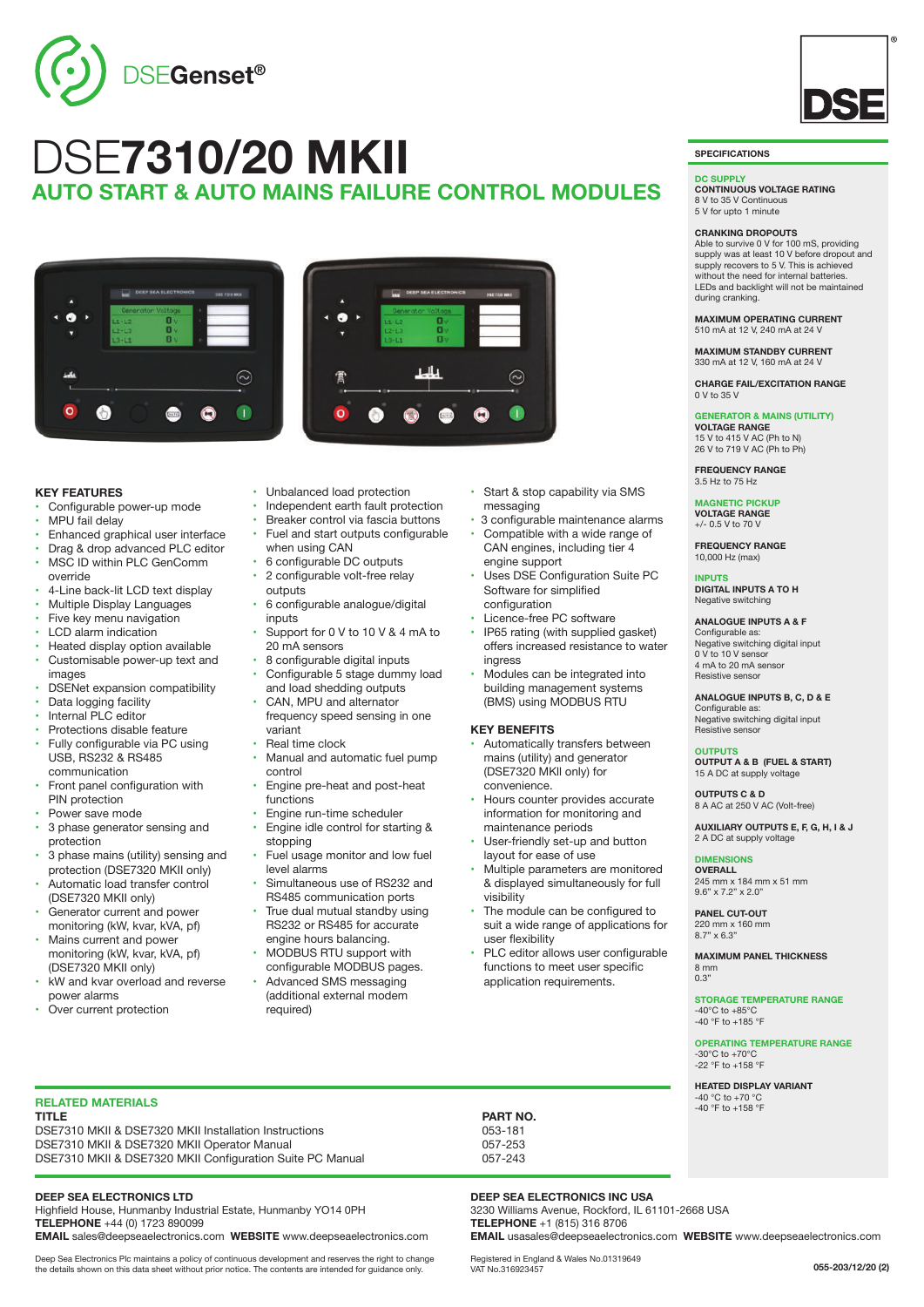DSEGenset®

# DSE7310/20 MKII

## AUTO START & AUTO MAINS FAILURE CONTROL MODULES

### KEY FEATURES

- Configurable power-up mode
- MPU fail delay
- Enhanced graphical user interface
- Drag & drop advanced PLC editor
- MSC ID within PLC GenComm override
- 4-Line back-lit LCD text display
- Multiple Display Languages
- Five key menu navigation
- LCD alarm indication
- Heated display option available
- Customisable power-up text and images
- DSENet expansion compatibility
- Data logging facility
- Internal PLC editor
- Protections disable feature
- Fully configurable via PC using USB, RS232 & RS485 communication
- Front panel configuration with PIN protection
- Power save mode
- 3 phase generator sensing and protection
- 3 phase mains (utility) sensing and protection (DSE7320 MKII only)
- Automatic load transfer control (DSE7320 MKII only)
- Generator current and power monitoring (kW, kvar, kVA, pf)
- Mains current and power monitoring (kW, kvar, kVA, pf) (DSE7320 MKII only)
- kW and kvar overload and reverse power alarms
- Over current protection
- Unbalanced load protection
- Independent earth fault protection
- Breaker control via fascia buttons
- Fuel and start outputs configurable when using CAN
- 6 configurable DC outputs
- 2 configurable volt-free relay outputs
- 6 configurable analogue/digital inputs
- Support for 0 V to 10 V & 4 mA to 20 mA sensors
- 8 configurable digital inputs
- Configurable 5 stage dummy load and load shedding outputs
- CAN, MPU and alternator frequency speed sensing in one variant
- Real time clock
- Manual and automatic fuel pump control
- Engine pre-heat and post-heat functions
- Engine run-time scheduler
- Engine idle control for starting & stopping
- Fuel usage monitor and low fuel level alarms
- Simultaneous use of RS232 and RS485 communication ports
- True dual mutual standby using RS232 or RS485 for accurate engine hours balancing.
- MODBUS RTU support with configurable MODBUS pages.
- Advanced SMS messaging (additional external modem required)
- Start & stop capability via SMS messaging
- 3 configurable maintenance alarms
- Compatible with a wide range of CAN engines, including tier 4 engine support
- Uses DSE Configuration Suite PC Software for simplified configuration
- Licence-free PC software
- IP65 rating (with supplied gasket) offers increased resistance to water ingress
- Modules can be integrated into building management systems (BMS) using MODBUS RTU

### KEY BENEFITS

- Automatically transfers between mains (utility) and generator (DSE7320 MKII only) for convenience.
- Hours counter provides accurate information for monitoring and maintenance periods
- User-friendly set-up and button layout for ease of use
- Multiple parameters are monitored & displayed simultaneously for full visibility
- The module can be configured to suit a wide range of applications for user flexibility
- PLC editor allows user configurable functions to meet user specific application requirements.

### SPECIFICATIONS

**DC SUPPLY**

**CONTINUOUS VOLTAGE RATING**
8 V to 35 V Continuous
5 V for upto 1 minute

**CRANKING DROPOUTS**
Able to survive 0 V for 100 mS, providing supply was at least 10 V before dropout and supply recovers to 5 V. This is achieved without the need for internal batteries. LEDs and backlight will not be maintained during cranking.

**MAXIMUM OPERATING CURRENT**
510 mA at 12 V, 240 mA at 24 V

**MAXIMUM STANDBY CURRENT**
330 mA at 12 V, 160 mA at 24 V

**CHARGE FAIL/EXCITATION RANGE**
0 V to 35 V

**GENERATOR & MAINS (UTILITY)**

**VOLTAGE RANGE**
15 V to 415 V AC (Ph to N)
26 V to 719 V AC (Ph to Ph)

**FREQUENCY RANGE**
3.5 Hz to 75 Hz

**MAGNETIC PICKUP**

**VOLTAGE RANGE**
+/- 0.5 V to 70 V

**FREQUENCY RANGE**
10,000 Hz (max)

**INPUTS**

**DIGITAL INPUTS A TO H**
Negative switching

**ANALOGUE INPUTS A & F**
Configurable as:
Negative switching digital input
0 V to 10 V sensor
4 mA to 20 mA sensor
Resistive sensor

**ANALOGUE INPUTS B, C, D & E**
Configurable as:
Negative switching digital input
Resistive sensor

**OUTPUTS**

**OUTPUT A & B (FUEL & START)**
15 A DC at supply voltage

**OUTPUTS C & D**
8 A AC at 250 V AC (Volt-free)

**AUXILIARY OUTPUTS E, F, G, H, I & J**
2 A DC at supply voltage

**DIMENSIONS**

**OVERALL**
245 mm x 184 mm x 51 mm
9.6" x 7.2" x 2.0"

**PANEL CUT-OUT**
220 mm x 160 mm
8.7" x 6.3"

**MAXIMUM PANEL THICKNESS**
8 mm
0.3"

**STORAGE TEMPERATURE RANGE**
-40°C to +85°C
-40 °F to +185 °F

**OPERATING TEMPERATURE RANGE**
-30°C to +70°C
-22 °F to +158 °F

**HEATED DISPLAY VARIANT**
-40 °C to +70 °C
-40 °F to +158 °F

### RELATED MATERIALS

| TITLE | PART NO. |
|---|---|
| DSE7310 MKII & DSE7320 MKII Installation Instructions | 053-181 |
| DSE7310 MKII & DSE7320 MKII Operator Manual | 057-253 |
| DSE7310 MKII & DSE7320 MKII Configuration Suite PC Manual | 057-243 |

**DEEP SEA ELECTRONICS LTD**
Highfield House, Hunmanby Industrial Estate, Hunmanby YO14 0PH
**TELEPHONE** +44 (0) 1723 890099
**EMAIL** sales@deepseaelectronics.com **WEBSITE** www.deepseaelectronics.com

**DEEP SEA ELECTRONICS INC USA**
3230 Williams Avenue, Rockford, IL 61101-2668 USA
**TELEPHONE** +1 (815) 316 8706
**EMAIL** usasales@deepseaelectronics.com **WEBSITE** www.deepseaelectronics.com

Deep Sea Electronics Plc maintains a policy of continuous development and reserves the right to change the details shown on this data sheet without prior notice. The contents are intended for guidance only.

Registered in England & Wales No.01319649
VAT No.316923457

055-203/12/20 (2)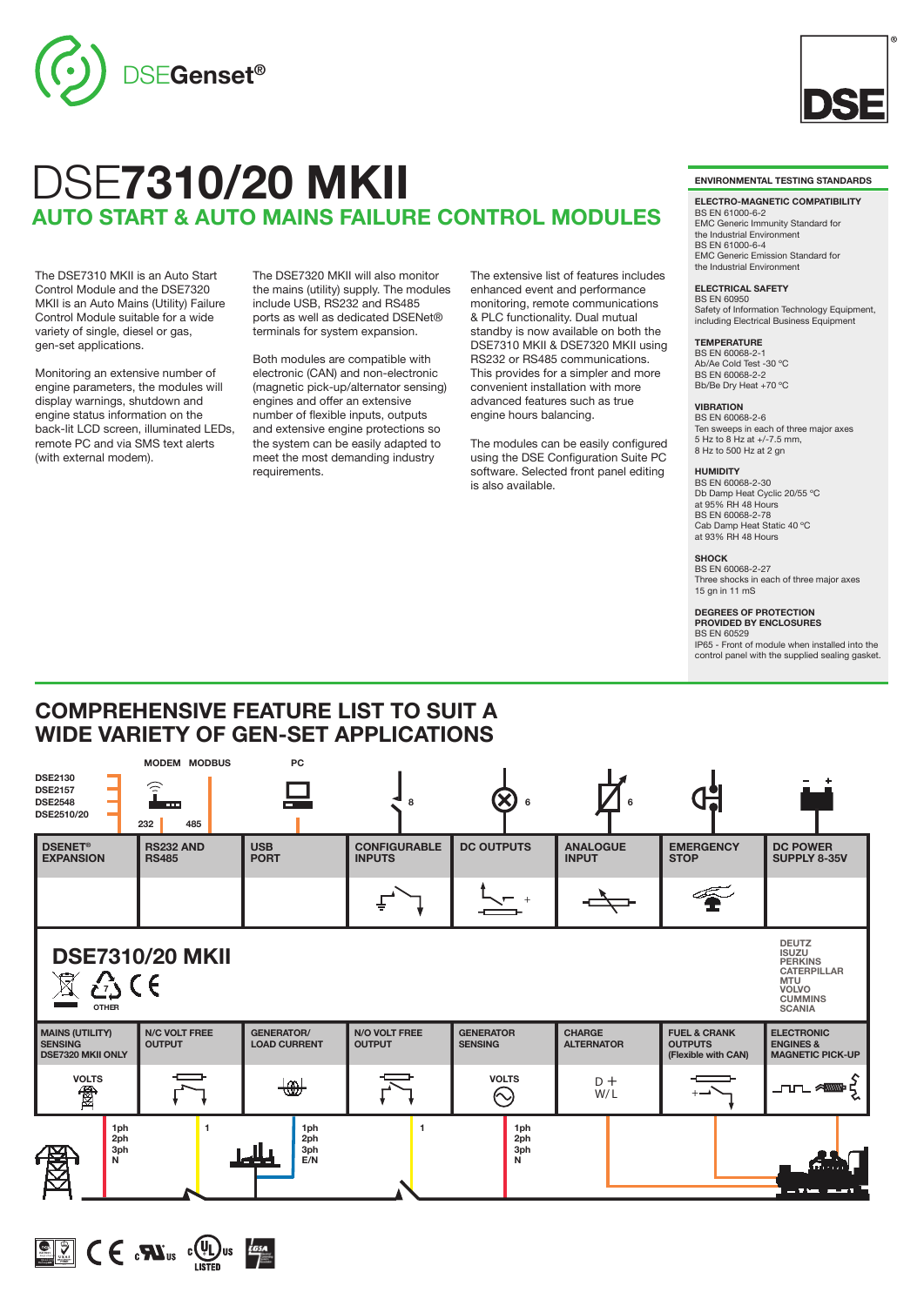DSEGenset®

# DSE7310/20 MKII

## AUTO START & AUTO MAINS FAILURE CONTROL MODULES

The DSE7310 MKII is an Auto Start Control Module and the DSE7320 MKII is an Auto Mains (Utility) Failure Control Module suitable for a wide variety of single, diesel or gas, gen-set applications.

Monitoring an extensive number of engine parameters, the modules will display warnings, shutdown and engine status information on the back-lit LCD screen, illuminated LEDs, remote PC and via SMS text alerts (with external modem).

The DSE7320 MKII will also monitor the mains (utility) supply. The modules include USB, RS232 and RS485 ports as well as dedicated DSENet® terminals for system expansion.

Both modules are compatible with electronic (CAN) and non-electronic (magnetic pick-up/alternator sensing) engines and offer an extensive number of flexible inputs, outputs and extensive engine protections so the system can be easily adapted to meet the most demanding industry requirements.

The extensive list of features includes enhanced event and performance monitoring, remote communications & PLC functionality. Dual mutual standby is now available on both the DSE7310 MKII & DSE7320 MKII using RS232 or RS485 communications. This provides for a simpler and more convenient installation with more advanced features such as true engine hours balancing.

The modules can be easily configured using the DSE Configuration Suite PC software. Selected front panel editing is also available.

### ENVIRONMENTAL TESTING STANDARDS

**ELECTRO-MAGNETIC COMPATIBILITY**
BS EN 61000-6-2
EMC Generic Immunity Standard for the Industrial Environment
BS EN 61000-6-4
EMC Generic Emission Standard for the Industrial Environment

**ELECTRICAL SAFETY**
BS EN 60950
Safety of Information Technology Equipment, including Electrical Business Equipment

**TEMPERATURE**
BS EN 60068-2-1
Ab/Ae Cold Test -30 °C
BS EN 60068-2-2
Bb/Be Dry Heat +70 °C

**VIBRATION**
BS EN 60068-2-6
Ten sweeps in each of three major axes
5 Hz to 8 Hz at +/-7.5 mm,
8 Hz to 500 Hz at 2 gn

**HUMIDITY**
BS EN 60068-2-30
Db Damp Heat Cyclic 20/55 °C at 95% RH 48 Hours
BS EN 60068-2-78
Cab Damp Heat Static 40 °C at 93% RH 48 Hours

**SHOCK**
BS EN 60068-2-27
Three shocks in each of three major axes
15 gn in 11 mS

**DEGREES OF PROTECTION PROVIDED BY ENCLOSURES**
BS EN 60529
IP65 - Front of module when installed into the control panel with the supplied sealing gasket.

## COMPREHENSIVE FEATURE LIST TO SUIT A WIDE VARIETY OF GEN-SET APPLICATIONS

DSE2130
DSE2157
DSE2548
DSE2510/20

MODEM MODBUS
232 485

PC

8

6

6

DSENET® EXPANSION
RS232 AND RS485
USB PORT
CONFIGURABLE INPUTS
DC OUTPUTS
ANALOGUE INPUT
EMERGENCY STOP
DC POWER SUPPLY 8-35V

DSE7310/20 MKII

OTHER

DEUTZ
ISUZU
PERKINS
CATERPILLAR
MTU
VOLVO
CUMMINS
SCANIA

MAINS (UTILITY) SENSING DSE7320 MKII ONLY
N/C VOLT FREE OUTPUT
GENERATOR/ LOAD CURRENT
N/O VOLT FREE OUTPUT
GENERATOR SENSING
CHARGE ALTERNATOR
FUEL & CRANK OUTPUTS (Flexible with CAN)
ELECTRONIC ENGINES & MAGNETIC PICK-UP

VOLTS

VOLTS

D+
W/L

1ph
2ph
3ph
N

1

1ph
2ph
3ph
E/N

1

1ph
2ph
3ph
N